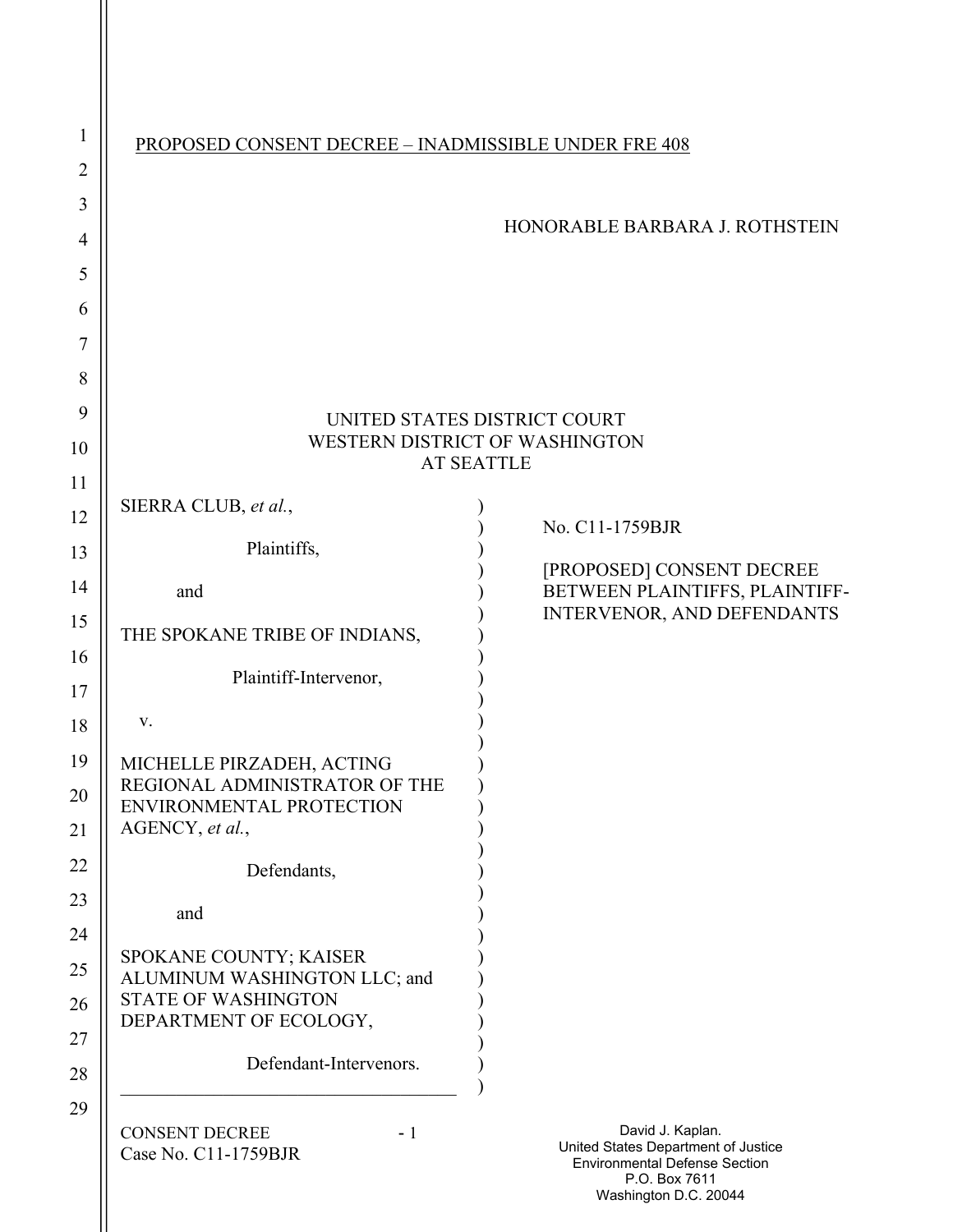PROPOSED CONSENT DECREE – INADMISSIBLE UNDER FRE 408

HONORABLE BARBARA J. ROTHSTEIN

UNITED STATES DISTRICT COURT
WESTERN DISTRICT OF WASHINGTON
AT SEATTLE

SIERRA CLUB, *et al.*,

Plaintiffs,

and

THE SPOKANE TRIBE OF INDIANS,

Plaintiff-Intervenor,

v.

MICHELLE PIRZADEH, ACTING REGIONAL ADMINISTRATOR OF THE ENVIRONMENTAL PROTECTION AGENCY, *et al.*,

Defendants,

and

SPOKANE COUNTY; KAISER ALUMINUM WASHINGTON LLC; and STATE OF WASHINGTON DEPARTMENT OF ECOLOGY,

Defendant-Intervenors.

No. C11-1759BJR

[PROPOSED] CONSENT DECREE BETWEEN PLAINTIFFS, PLAINTIFF-INTERVENOR, AND DEFENDANTS

CONSENT DECREE
Case No. C11-1759BJR

David J. Kaplan.
United States Department of Justice
Environmental Defense Section
P.O. Box 7611
Washington D.C. 20044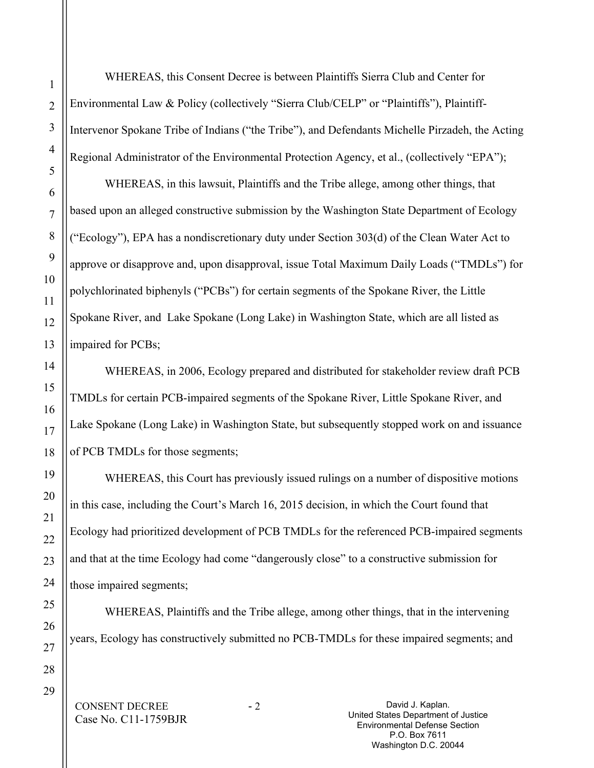WHEREAS, this Consent Decree is between Plaintiffs Sierra Club and Center for Environmental Law & Policy (collectively "Sierra Club/CELP" or "Plaintiffs"), Plaintiff-Intervenor Spokane Tribe of Indians ("the Tribe"), and Defendants Michelle Pirzadeh, the Acting Regional Administrator of the Environmental Protection Agency, et al., (collectively "EPA");

WHEREAS, in this lawsuit, Plaintiffs and the Tribe allege, among other things, that based upon an alleged constructive submission by the Washington State Department of Ecology ("Ecology"), EPA has a nondiscretionary duty under Section 303(d) of the Clean Water Act to approve or disapprove and, upon disapproval, issue Total Maximum Daily Loads ("TMDLs") for polychlorinated biphenyls ("PCBs") for certain segments of the Spokane River, the Little Spokane River, and Lake Spokane (Long Lake) in Washington State, which are all listed as impaired for PCBs;

WHEREAS, in 2006, Ecology prepared and distributed for stakeholder review draft PCB TMDLs for certain PCB-impaired segments of the Spokane River, Little Spokane River, and Lake Spokane (Long Lake) in Washington State, but subsequently stopped work on and issuance of PCB TMDLs for those segments;

WHEREAS, this Court has previously issued rulings on a number of dispositive motions in this case, including the Court's March 16, 2015 decision, in which the Court found that Ecology had prioritized development of PCB TMDLs for the referenced PCB-impaired segments and that at the time Ecology had come "dangerously close" to a constructive submission for those impaired segments;

WHEREAS, Plaintiffs and the Tribe allege, among other things, that in the intervening years, Ecology has constructively submitted no PCB-TMDLs for these impaired segments; and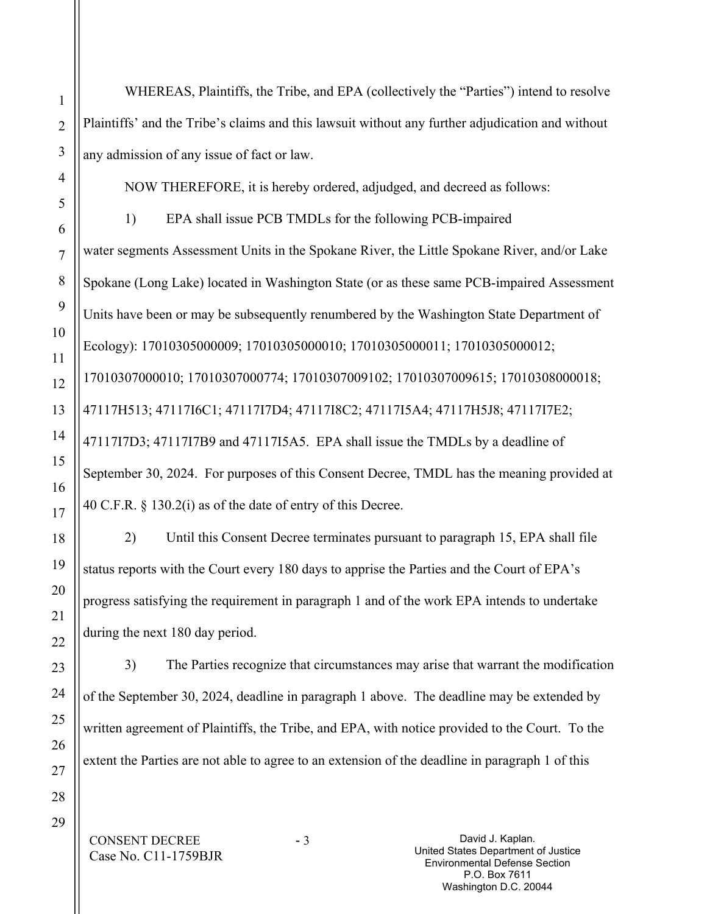WHEREAS, Plaintiffs, the Tribe, and EPA (collectively the "Parties") intend to resolve Plaintiffs' and the Tribe's claims and this lawsuit without any further adjudication and without any admission of any issue of fact or law.

NOW THEREFORE, it is hereby ordered, adjudged, and decreed as follows:

1) EPA shall issue PCB TMDLs for the following PCB-impaired water segments Assessment Units in the Spokane River, the Little Spokane River, and/or Lake Spokane (Long Lake) located in Washington State (or as these same PCB-impaired Assessment Units have been or may be subsequently renumbered by the Washington State Department of Ecology): 17010305000009; 17010305000010; 17010305000011; 17010305000012; 17010307000010; 17010307000774; 17010307009102; 17010307009615; 17010308000018; 47117H513; 47117I6C1; 47117I7D4; 47117I8C2; 47117I5A4; 47117H5J8; 47117I7E2; 47117I7D3; 47117I7B9 and 47117I5A5. EPA shall issue the TMDLs by a deadline of September 30, 2024. For purposes of this Consent Decree, TMDL has the meaning provided at 40 C.F.R. § 130.2(i) as of the date of entry of this Decree.

2) Until this Consent Decree terminates pursuant to paragraph 15, EPA shall file status reports with the Court every 180 days to apprise the Parties and the Court of EPA's progress satisfying the requirement in paragraph 1 and of the work EPA intends to undertake during the next 180 day period.

3) The Parties recognize that circumstances may arise that warrant the modification of the September 30, 2024, deadline in paragraph 1 above. The deadline may be extended by written agreement of Plaintiffs, the Tribe, and EPA, with notice provided to the Court. To the extent the Parties are not able to agree to an extension of the deadline in paragraph 1 of this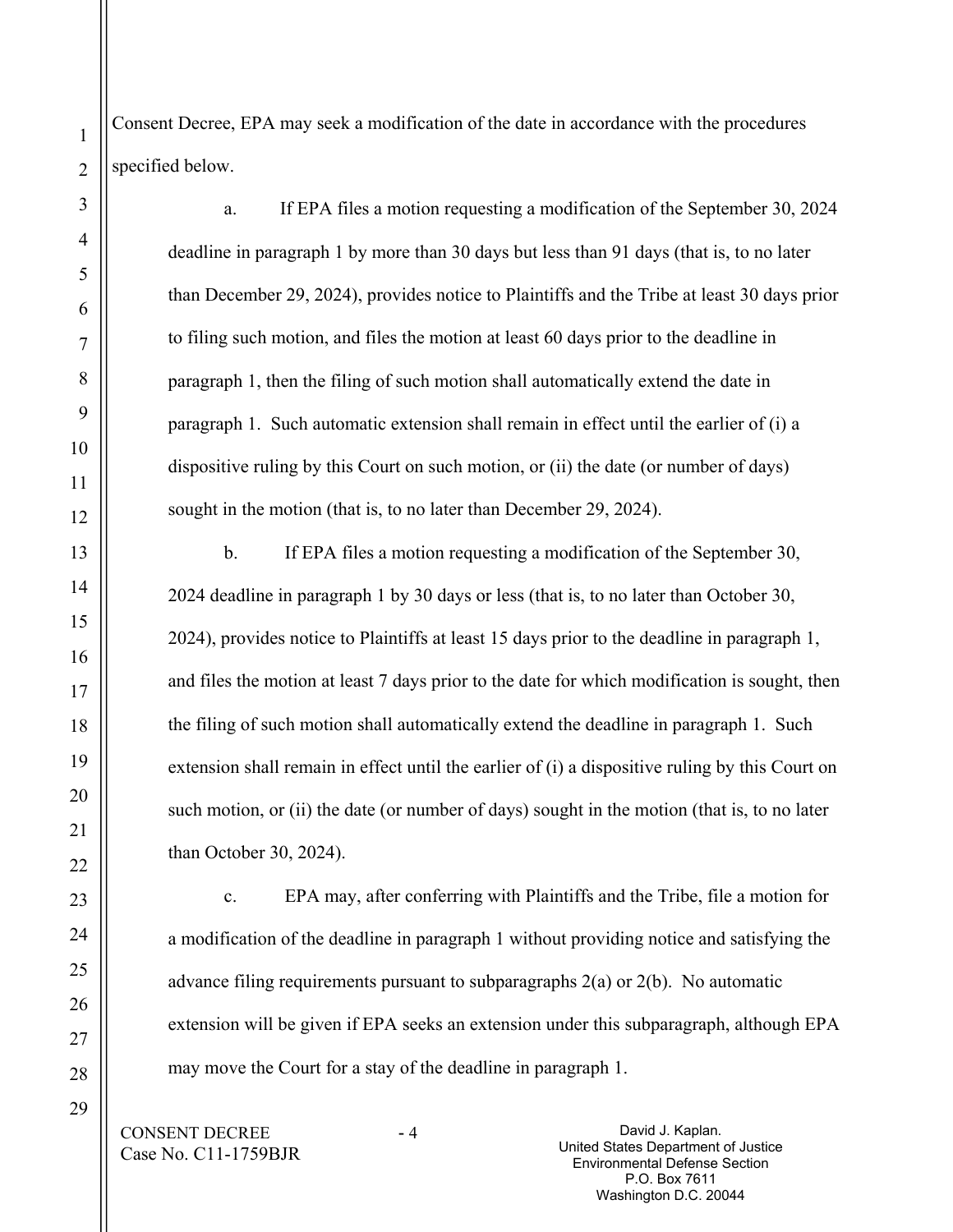Consent Decree, EPA may seek a modification of the date in accordance with the procedures specified below.

a. If EPA files a motion requesting a modification of the September 30, 2024 deadline in paragraph 1 by more than 30 days but less than 91 days (that is, to no later than December 29, 2024), provides notice to Plaintiffs and the Tribe at least 30 days prior to filing such motion, and files the motion at least 60 days prior to the deadline in paragraph 1, then the filing of such motion shall automatically extend the date in paragraph 1. Such automatic extension shall remain in effect until the earlier of (i) a dispositive ruling by this Court on such motion, or (ii) the date (or number of days) sought in the motion (that is, to no later than December 29, 2024).

b. If EPA files a motion requesting a modification of the September 30, 2024 deadline in paragraph 1 by 30 days or less (that is, to no later than October 30, 2024), provides notice to Plaintiffs at least 15 days prior to the deadline in paragraph 1, and files the motion at least 7 days prior to the date for which modification is sought, then the filing of such motion shall automatically extend the deadline in paragraph 1. Such extension shall remain in effect until the earlier of (i) a dispositive ruling by this Court on such motion, or (ii) the date (or number of days) sought in the motion (that is, to no later than October 30, 2024).

c. EPA may, after conferring with Plaintiffs and the Tribe, file a motion for a modification of the deadline in paragraph 1 without providing notice and satisfying the advance filing requirements pursuant to subparagraphs 2(a) or 2(b). No automatic extension will be given if EPA seeks an extension under this subparagraph, although EPA may move the Court for a stay of the deadline in paragraph 1.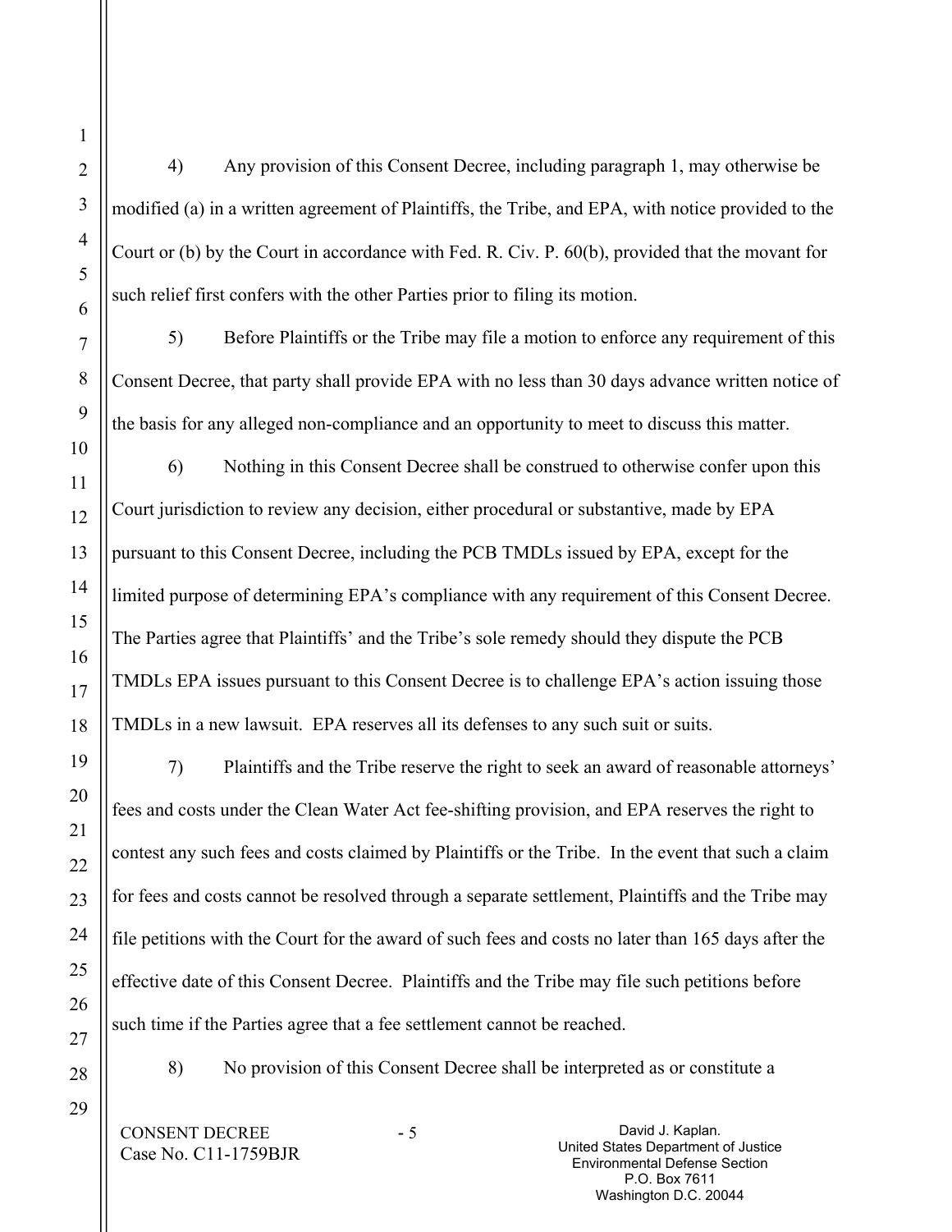4) Any provision of this Consent Decree, including paragraph 1, may otherwise be modified (a) in a written agreement of Plaintiffs, the Tribe, and EPA, with notice provided to the Court or (b) by the Court in accordance with Fed. R. Civ. P. 60(b), provided that the movant for such relief first confers with the other Parties prior to filing its motion.

5) Before Plaintiffs or the Tribe may file a motion to enforce any requirement of this Consent Decree, that party shall provide EPA with no less than 30 days advance written notice of the basis for any alleged non-compliance and an opportunity to meet to discuss this matter.

6) Nothing in this Consent Decree shall be construed to otherwise confer upon this Court jurisdiction to review any decision, either procedural or substantive, made by EPA pursuant to this Consent Decree, including the PCB TMDLs issued by EPA, except for the limited purpose of determining EPA's compliance with any requirement of this Consent Decree. The Parties agree that Plaintiffs' and the Tribe's sole remedy should they dispute the PCB TMDLs EPA issues pursuant to this Consent Decree is to challenge EPA's action issuing those TMDLs in a new lawsuit. EPA reserves all its defenses to any such suit or suits.

7) Plaintiffs and the Tribe reserve the right to seek an award of reasonable attorneys' fees and costs under the Clean Water Act fee-shifting provision, and EPA reserves the right to contest any such fees and costs claimed by Plaintiffs or the Tribe. In the event that such a claim for fees and costs cannot be resolved through a separate settlement, Plaintiffs and the Tribe may file petitions with the Court for the award of such fees and costs no later than 165 days after the effective date of this Consent Decree. Plaintiffs and the Tribe may file such petitions before such time if the Parties agree that a fee settlement cannot be reached.

8) No provision of this Consent Decree shall be interpreted as or constitute a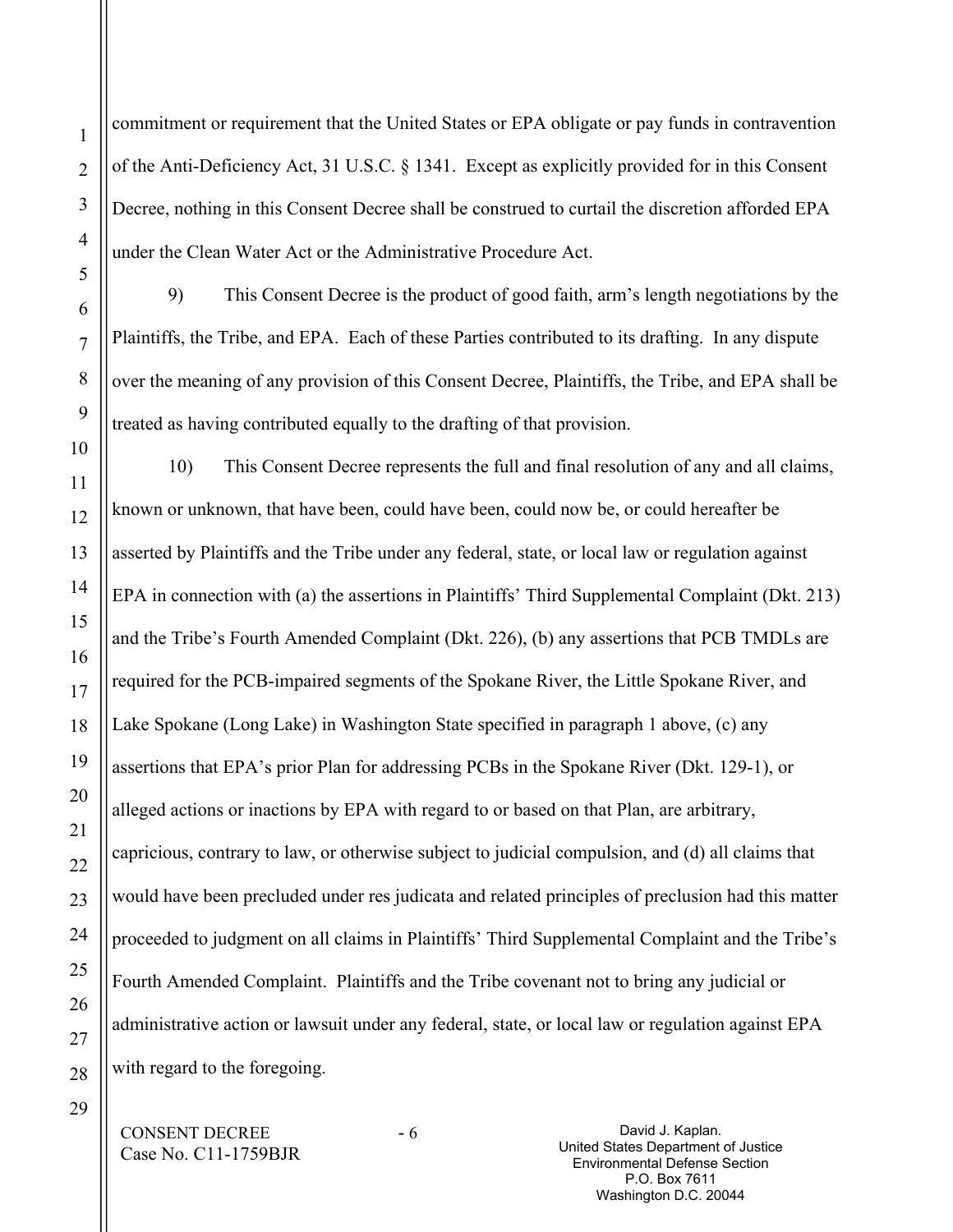commitment or requirement that the United States or EPA obligate or pay funds in contravention of the Anti-Deficiency Act, 31 U.S.C. § 1341. Except as explicitly provided for in this Consent Decree, nothing in this Consent Decree shall be construed to curtail the discretion afforded EPA under the Clean Water Act or the Administrative Procedure Act.

9) This Consent Decree is the product of good faith, arm's length negotiations by the Plaintiffs, the Tribe, and EPA. Each of these Parties contributed to its drafting. In any dispute over the meaning of any provision of this Consent Decree, Plaintiffs, the Tribe, and EPA shall be treated as having contributed equally to the drafting of that provision.

10) This Consent Decree represents the full and final resolution of any and all claims, known or unknown, that have been, could have been, could now be, or could hereafter be asserted by Plaintiffs and the Tribe under any federal, state, or local law or regulation against EPA in connection with (a) the assertions in Plaintiffs' Third Supplemental Complaint (Dkt. 213) and the Tribe's Fourth Amended Complaint (Dkt. 226), (b) any assertions that PCB TMDLs are required for the PCB-impaired segments of the Spokane River, the Little Spokane River, and Lake Spokane (Long Lake) in Washington State specified in paragraph 1 above, (c) any assertions that EPA's prior Plan for addressing PCBs in the Spokane River (Dkt. 129-1), or alleged actions or inactions by EPA with regard to or based on that Plan, are arbitrary, capricious, contrary to law, or otherwise subject to judicial compulsion, and (d) all claims that would have been precluded under res judicata and related principles of preclusion had this matter proceeded to judgment on all claims in Plaintiffs' Third Supplemental Complaint and the Tribe's Fourth Amended Complaint. Plaintiffs and the Tribe covenant not to bring any judicial or administrative action or lawsuit under any federal, state, or local law or regulation against EPA with regard to the foregoing.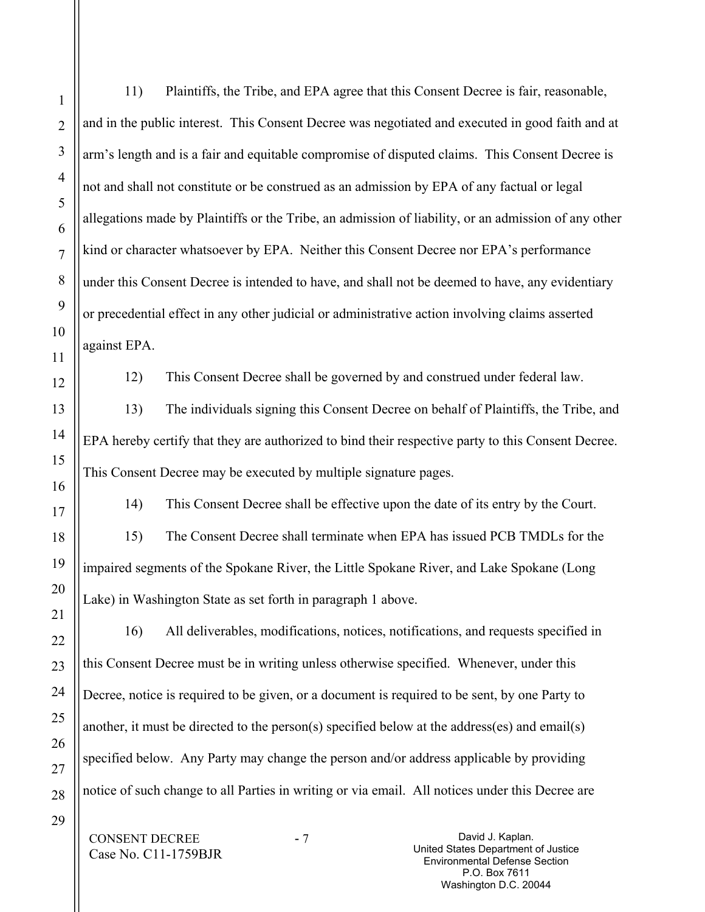11) Plaintiffs, the Tribe, and EPA agree that this Consent Decree is fair, reasonable, and in the public interest. This Consent Decree was negotiated and executed in good faith and at arm's length and is a fair and equitable compromise of disputed claims. This Consent Decree is not and shall not constitute or be construed as an admission by EPA of any factual or legal allegations made by Plaintiffs or the Tribe, an admission of liability, or an admission of any other kind or character whatsoever by EPA. Neither this Consent Decree nor EPA's performance under this Consent Decree is intended to have, and shall not be deemed to have, any evidentiary or precedential effect in any other judicial or administrative action involving claims asserted against EPA.

12) This Consent Decree shall be governed by and construed under federal law.

13) The individuals signing this Consent Decree on behalf of Plaintiffs, the Tribe, and EPA hereby certify that they are authorized to bind their respective party to this Consent Decree. This Consent Decree may be executed by multiple signature pages.

14) This Consent Decree shall be effective upon the date of its entry by the Court.

15) The Consent Decree shall terminate when EPA has issued PCB TMDLs for the impaired segments of the Spokane River, the Little Spokane River, and Lake Spokane (Long Lake) in Washington State as set forth in paragraph 1 above.

16) All deliverables, modifications, notices, notifications, and requests specified in this Consent Decree must be in writing unless otherwise specified. Whenever, under this Decree, notice is required to be given, or a document is required to be sent, by one Party to another, it must be directed to the person(s) specified below at the address(es) and email(s) specified below. Any Party may change the person and/or address applicable by providing notice of such change to all Parties in writing or via email. All notices under this Decree are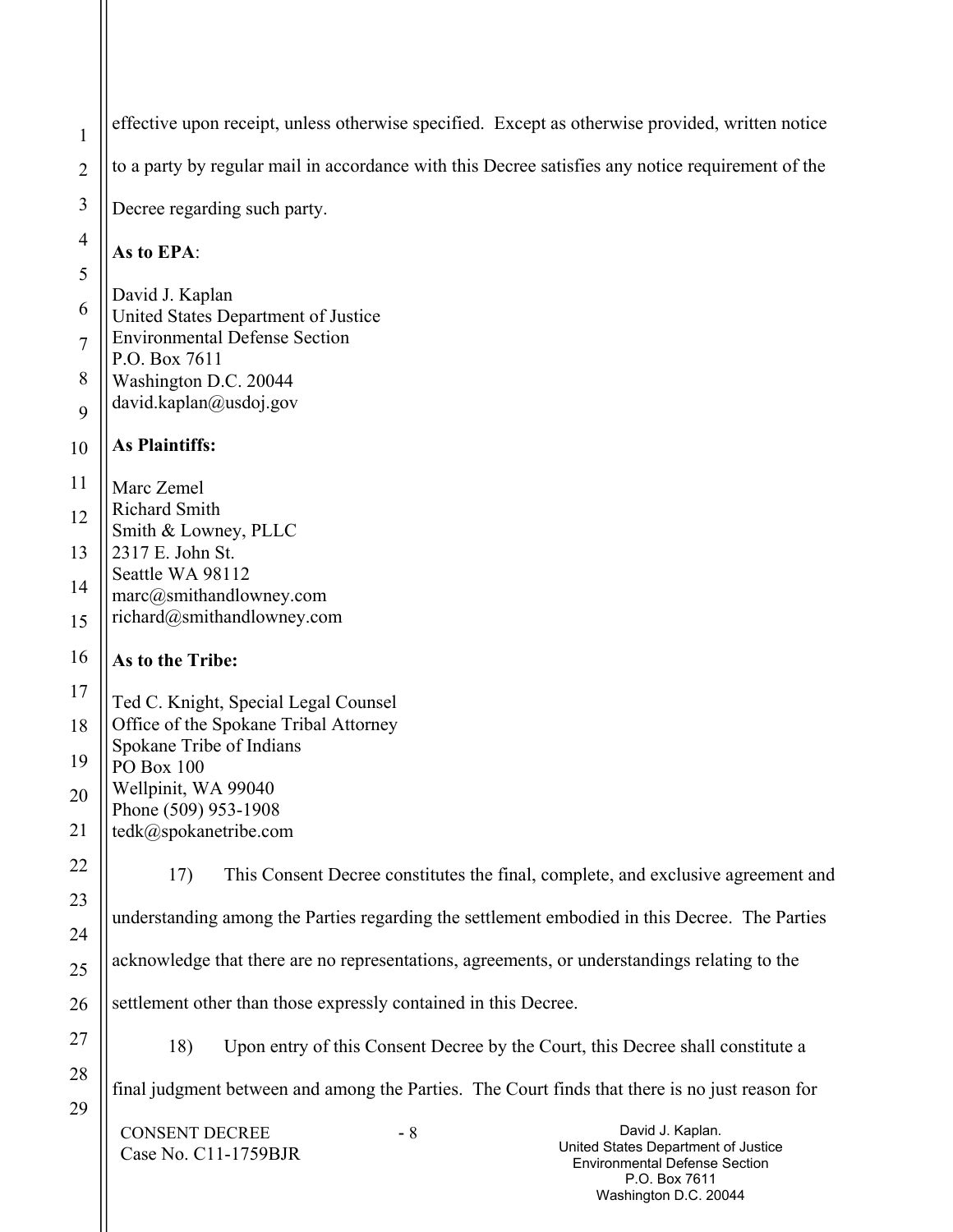effective upon receipt, unless otherwise specified. Except as otherwise provided, written notice to a party by regular mail in accordance with this Decree satisfies any notice requirement of the Decree regarding such party.

**As to EPA**:

David J. Kaplan
United States Department of Justice
Environmental Defense Section
P.O. Box 7611
Washington D.C. 20044
david.kaplan@usdoj.gov

**As Plaintiffs:**

Marc Zemel
Richard Smith
Smith & Lowney, PLLC
2317 E. John St.
Seattle WA 98112
marc@smithandlowney.com
richard@smithandlowney.com

**As to the Tribe:**

Ted C. Knight, Special Legal Counsel
Office of the Spokane Tribal Attorney
Spokane Tribe of Indians
PO Box 100
Wellpinit, WA 99040
Phone (509) 953-1908
tedk@spokanetribe.com

17) This Consent Decree constitutes the final, complete, and exclusive agreement and understanding among the Parties regarding the settlement embodied in this Decree. The Parties acknowledge that there are no representations, agreements, or understandings relating to the settlement other than those expressly contained in this Decree.

18) Upon entry of this Consent Decree by the Court, this Decree shall constitute a final judgment between and among the Parties. The Court finds that there is no just reason for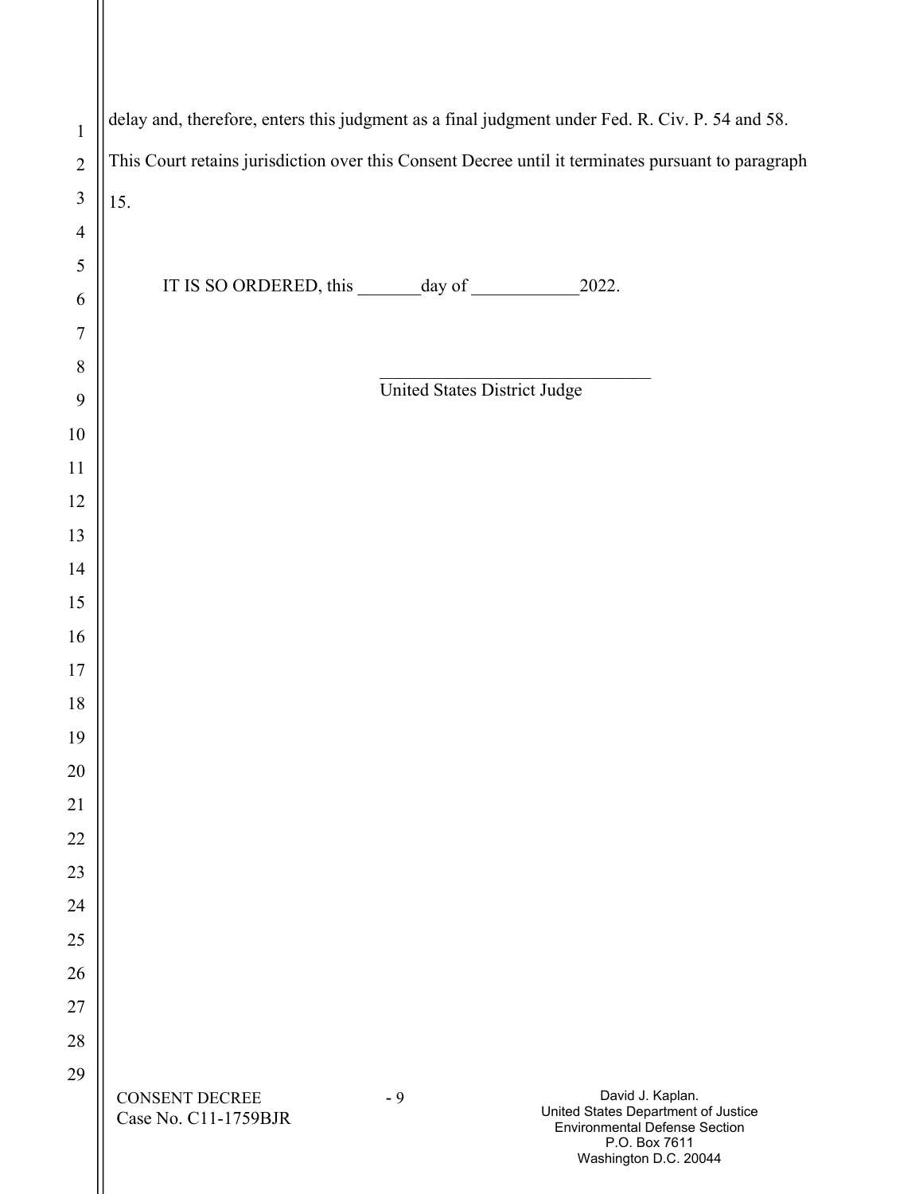delay and, therefore, enters this judgment as a final judgment under Fed. R. Civ. P. 54 and 58. This Court retains jurisdiction over this Consent Decree until it terminates pursuant to paragraph 15.

IT IS SO ORDERED, this _______day of ____________2022.

_______________________________
United States District Judge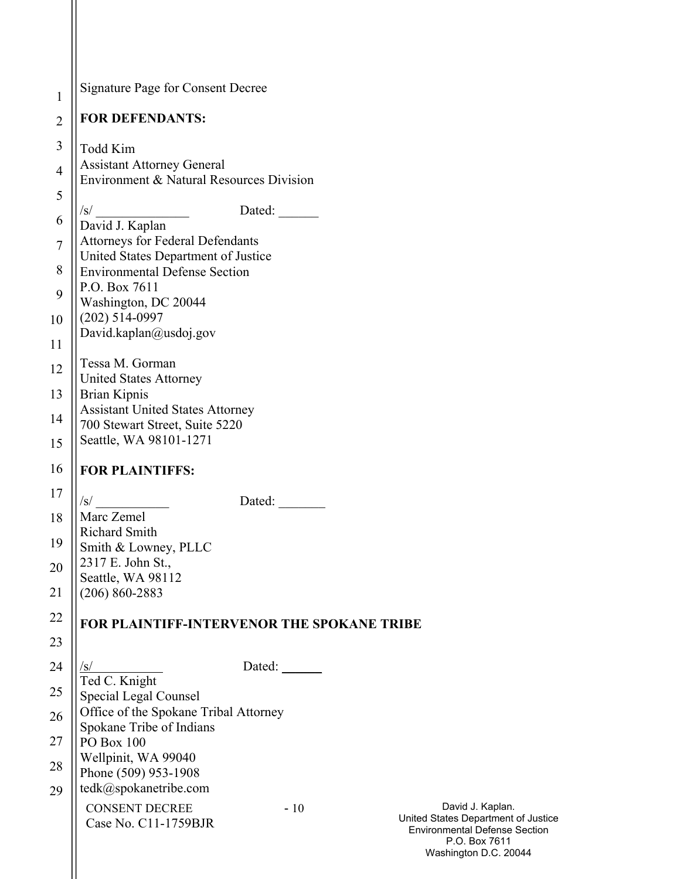Signature Page for Consent Decree

**FOR DEFENDANTS:**

Todd Kim
Assistant Attorney General
Environment & Natural Resources Division

/s/ ______________ Dated: ______
David J. Kaplan
Attorneys for Federal Defendants
United States Department of Justice
Environmental Defense Section
P.O. Box 7611
Washington, DC 20044
(202) 514-0997
David.kaplan@usdoj.gov

Tessa M. Gorman
United States Attorney
Brian Kipnis
Assistant United States Attorney
700 Stewart Street, Suite 5220
Seattle, WA 98101-1271

**FOR PLAINTIFFS:**

/s/ ___________ Dated: _______
Marc Zemel
Richard Smith
Smith & Lowney, PLLC
2317 E. John St.,
Seattle, WA 98112
(206) 860-2883

**FOR PLAINTIFF-INTERVENOR THE SPOKANE TRIBE**

/s/__________ Dated: ______
Ted C. Knight
Special Legal Counsel
Office of the Spokane Tribal Attorney
Spokane Tribe of Indians
PO Box 100
Wellpinit, WA 99040
Phone (509) 953-1908
tedk@spokanetribe.com